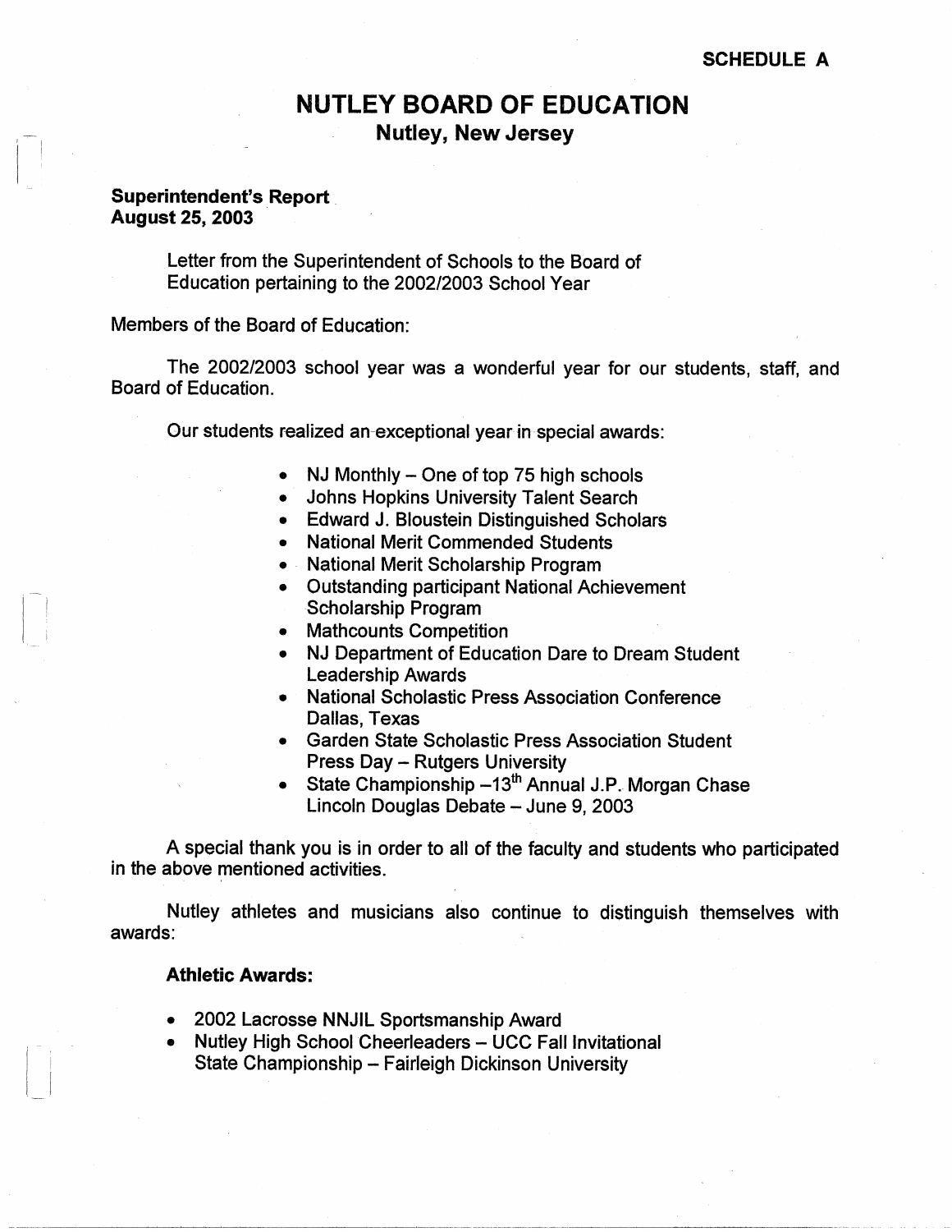**SCHEDULE A**

# NUTLEY BOARD OF EDUCATION

## Nutley, New Jersey

**Superintendent's Report**
**August 25, 2003**

Letter from the Superintendent of Schools to the Board of Education pertaining to the 2002/2003 School Year

Members of the Board of Education:

The 2002/2003 school year was a wonderful year for our students, staff, and Board of Education.

Our students realized an exceptional year in special awards:

- NJ Monthly – One of top 75 high schools
- Johns Hopkins University Talent Search
- Edward J. Bloustein Distinguished Scholars
- National Merit Commended Students
- National Merit Scholarship Program
- Outstanding participant National Achievement Scholarship Program
- Mathcounts Competition
- NJ Department of Education Dare to Dream Student Leadership Awards
- National Scholastic Press Association Conference Dallas, Texas
- Garden State Scholastic Press Association Student Press Day – Rutgers University
- State Championship –13th Annual J.P. Morgan Chase Lincoln Douglas Debate – June 9, 2003

A special thank you is in order to all of the faculty and students who participated in the above mentioned activities.

Nutley athletes and musicians also continue to distinguish themselves with awards:

**Athletic Awards:**

- 2002 Lacrosse NNJIL Sportsmanship Award
- Nutley High School Cheerleaders – UCC Fall Invitational State Championship – Fairleigh Dickinson University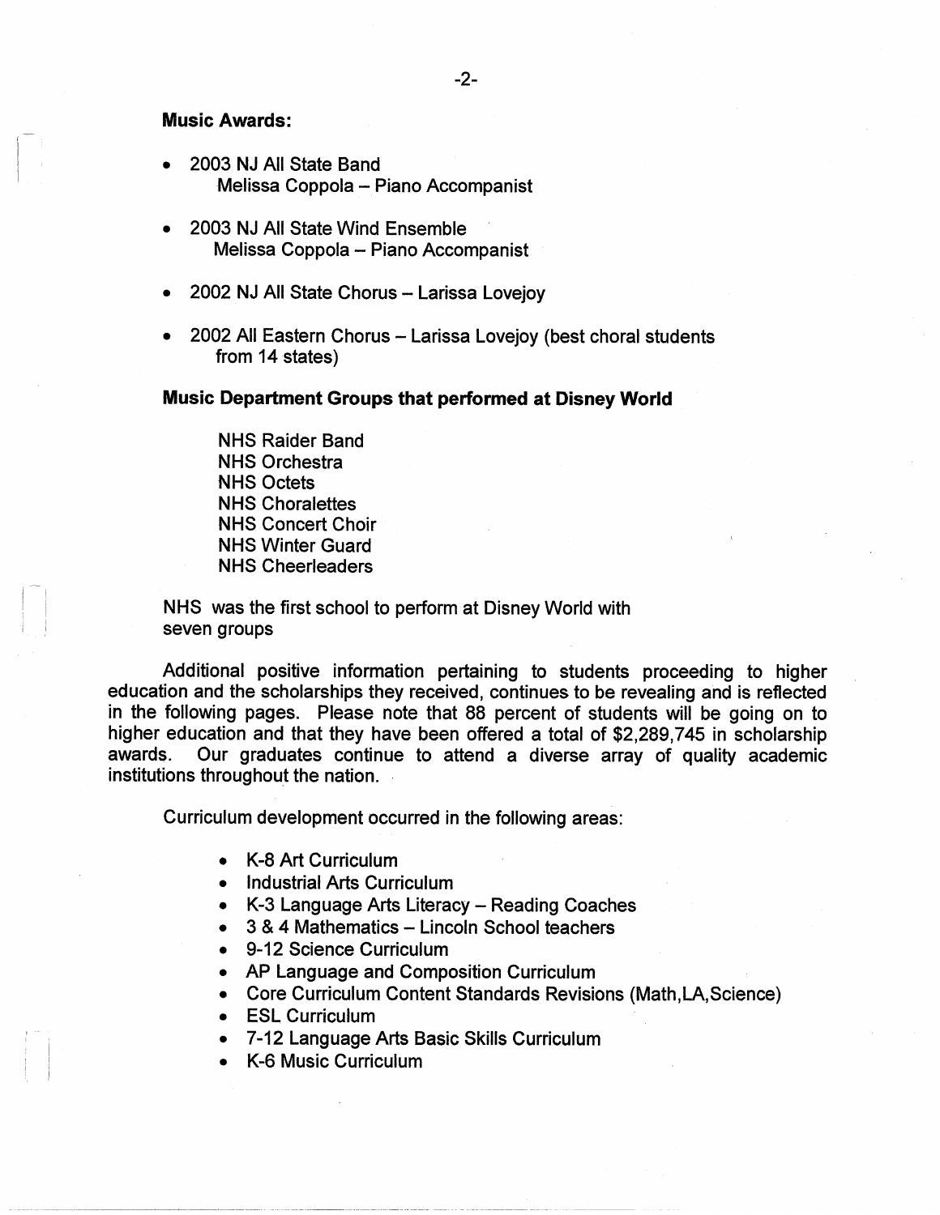**Music Awards:**

- 2003 NJ All State Band
  Melissa Coppola – Piano Accompanist
- 2003 NJ All State Wind Ensemble
  Melissa Coppola – Piano Accompanist
- 2002 NJ All State Chorus – Larissa Lovejoy
- 2002 All Eastern Chorus – Larissa Lovejoy (best choral students from 14 states)

**Music Department Groups that performed at Disney World**

NHS Raider Band
NHS Orchestra
NHS Octets
NHS Choralettes
NHS Concert Choir
NHS Winter Guard
NHS Cheerleaders

NHS was the first school to perform at Disney World with seven groups

Additional positive information pertaining to students proceeding to higher education and the scholarships they received, continues to be revealing and is reflected in the following pages. Please note that 88 percent of students will be going on to higher education and that they have been offered a total of $2,289,745 in scholarship awards. Our graduates continue to attend a diverse array of quality academic institutions throughout the nation.

Curriculum development occurred in the following areas:

- K-8 Art Curriculum
- Industrial Arts Curriculum
- K-3 Language Arts Literacy – Reading Coaches
- 3 & 4 Mathematics – Lincoln School teachers
- 9-12 Science Curriculum
- AP Language and Composition Curriculum
- Core Curriculum Content Standards Revisions (Math,LA,Science)
- ESL Curriculum
- 7-12 Language Arts Basic Skills Curriculum
- K-6 Music Curriculum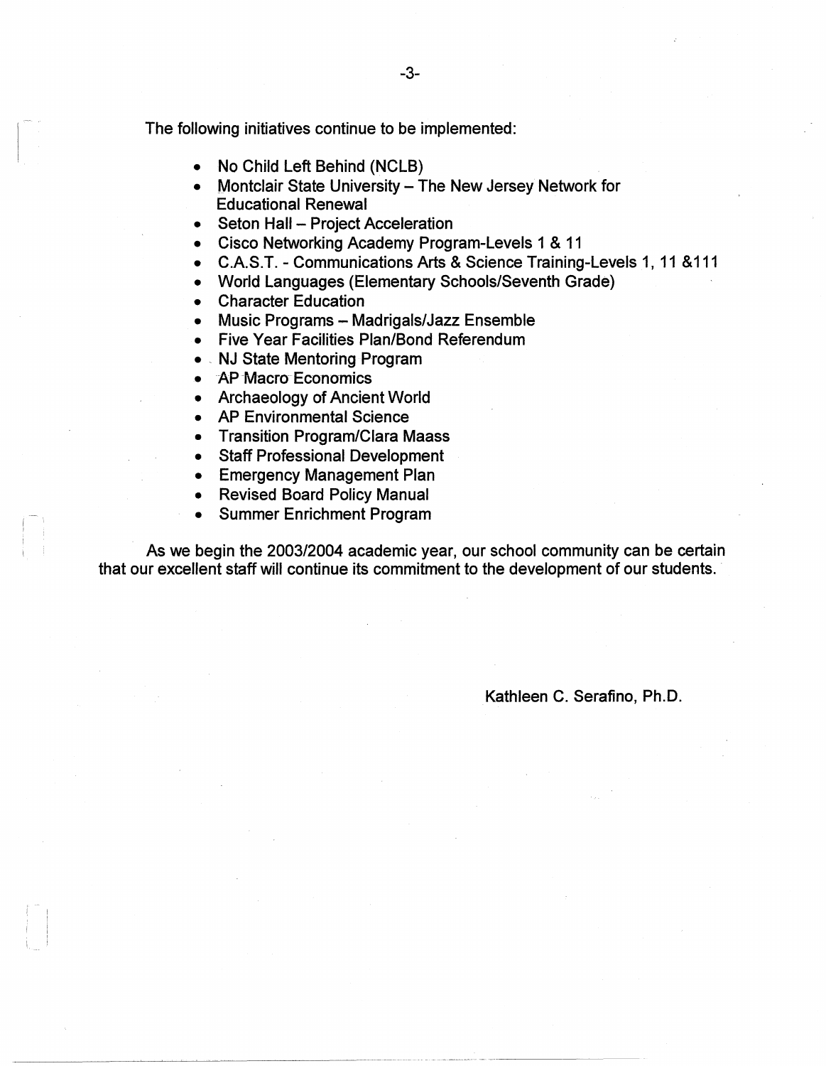The following initiatives continue to be implemented:

- No Child Left Behind (NCLB)
- Montclair State University – The New Jersey Network for Educational Renewal
- Seton Hall – Project Acceleration
- Cisco Networking Academy Program-Levels 1 & 11
- C.A.S.T. - Communications Arts & Science Training-Levels 1, 11 &111
- World Languages (Elementary Schools/Seventh Grade)
- Character Education
- Music Programs – Madrigals/Jazz Ensemble
- Five Year Facilities Plan/Bond Referendum
- NJ State Mentoring Program
- AP Macro Economics
- Archaeology of Ancient World
- AP Environmental Science
- Transition Program/Clara Maass
- Staff Professional Development
- Emergency Management Plan
- Revised Board Policy Manual
- Summer Enrichment Program

As we begin the 2003/2004 academic year, our school community can be certain that our excellent staff will continue its commitment to the development of our students.

Kathleen C. Serafino, Ph.D.